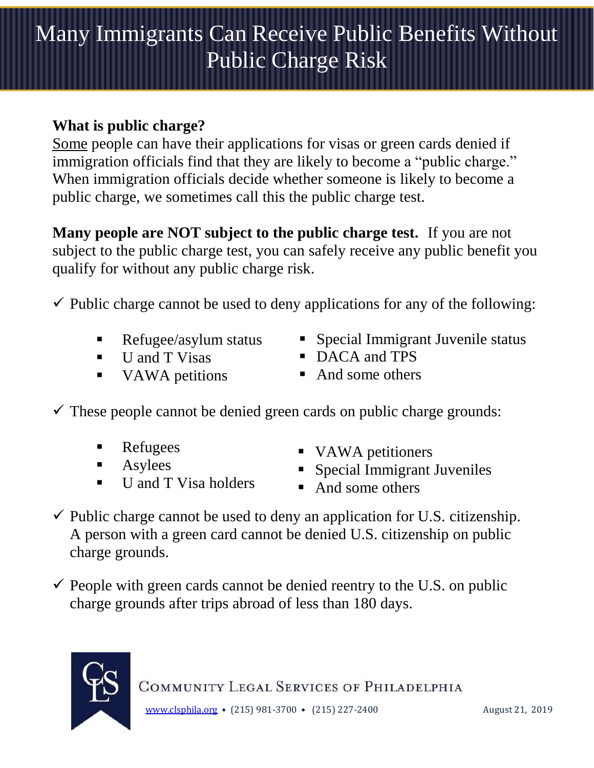# Many Immigrants Can Receive Public Benefits Without Public Charge Risk

**What is public charge?**
Some people can have their applications for visas or green cards denied if immigration officials find that they are likely to become a "public charge." When immigration officials decide whether someone is likely to become a public charge, we sometimes call this the public charge test.

**Many people are NOT subject to the public charge test.** If you are not subject to the public charge test, you can safely receive any public benefit you qualify for without any public charge risk.

✓ Public charge cannot be used to deny applications for any of the following:

- Refugee/asylum status
- U and T Visas
- VAWA petitions
- Special Immigrant Juvenile status
- DACA and TPS
- And some others

✓ These people cannot be denied green cards on public charge grounds:

- Refugees
- Asylees
- U and T Visa holders
- VAWA petitioners
- Special Immigrant Juveniles
- And some others

✓ Public charge cannot be used to deny an application for U.S. citizenship. A person with a green card cannot be denied U.S. citizenship on public charge grounds.

✓ People with green cards cannot be denied reentry to the U.S. on public charge grounds after trips abroad of less than 180 days.

Community Legal Services of Philadelphia

www.clsphila.org • (215) 981-3700 • (215) 227-2400

August 21, 2019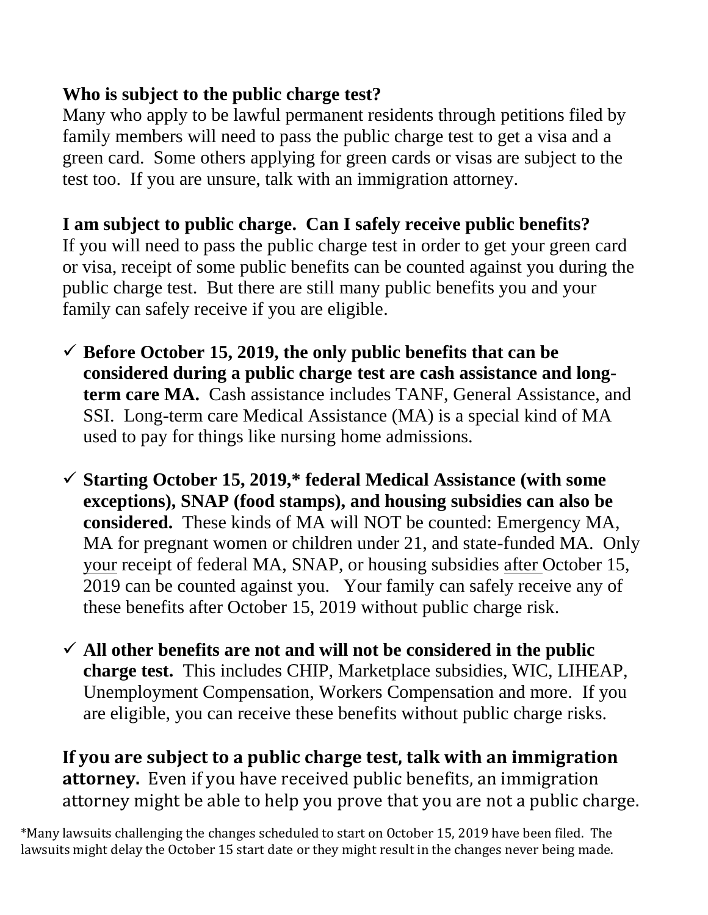**Who is subject to the public charge test?**

Many who apply to be lawful permanent residents through petitions filed by family members will need to pass the public charge test to get a visa and a green card. Some others applying for green cards or visas are subject to the test too. If you are unsure, talk with an immigration attorney.

**I am subject to public charge. Can I safely receive public benefits?**

If you will need to pass the public charge test in order to get your green card or visa, receipt of some public benefits can be counted against you during the public charge test. But there are still many public benefits you and your family can safely receive if you are eligible.

- ✓ **Before October 15, 2019, the only public benefits that can be considered during a public charge test are cash assistance and long-term care MA.** Cash assistance includes TANF, General Assistance, and SSI. Long-term care Medical Assistance (MA) is a special kind of MA used to pay for things like nursing home admissions.

- ✓ **Starting October 15, 2019,* federal Medical Assistance (with some exceptions), SNAP (food stamps), and housing subsidies can also be considered.** These kinds of MA will NOT be counted: Emergency MA, MA for pregnant women or children under 21, and state-funded MA. Only <u>your</u> receipt of federal MA, SNAP, or housing subsidies <u>after</u> October 15, 2019 can be counted against you. Your family can safely receive any of these benefits after October 15, 2019 without public charge risk.

- ✓ **All other benefits are not and will not be considered in the public charge test.** This includes CHIP, Marketplace subsidies, WIC, LIHEAP, Unemployment Compensation, Workers Compensation and more. If you are eligible, you can receive these benefits without public charge risks.

**If you are subject to a public charge test, talk with an immigration attorney.** Even if you have received public benefits, an immigration attorney might be able to help you prove that you are not a public charge.

*Many lawsuits challenging the changes scheduled to start on October 15, 2019 have been filed. The lawsuits might delay the October 15 start date or they might result in the changes never being made.